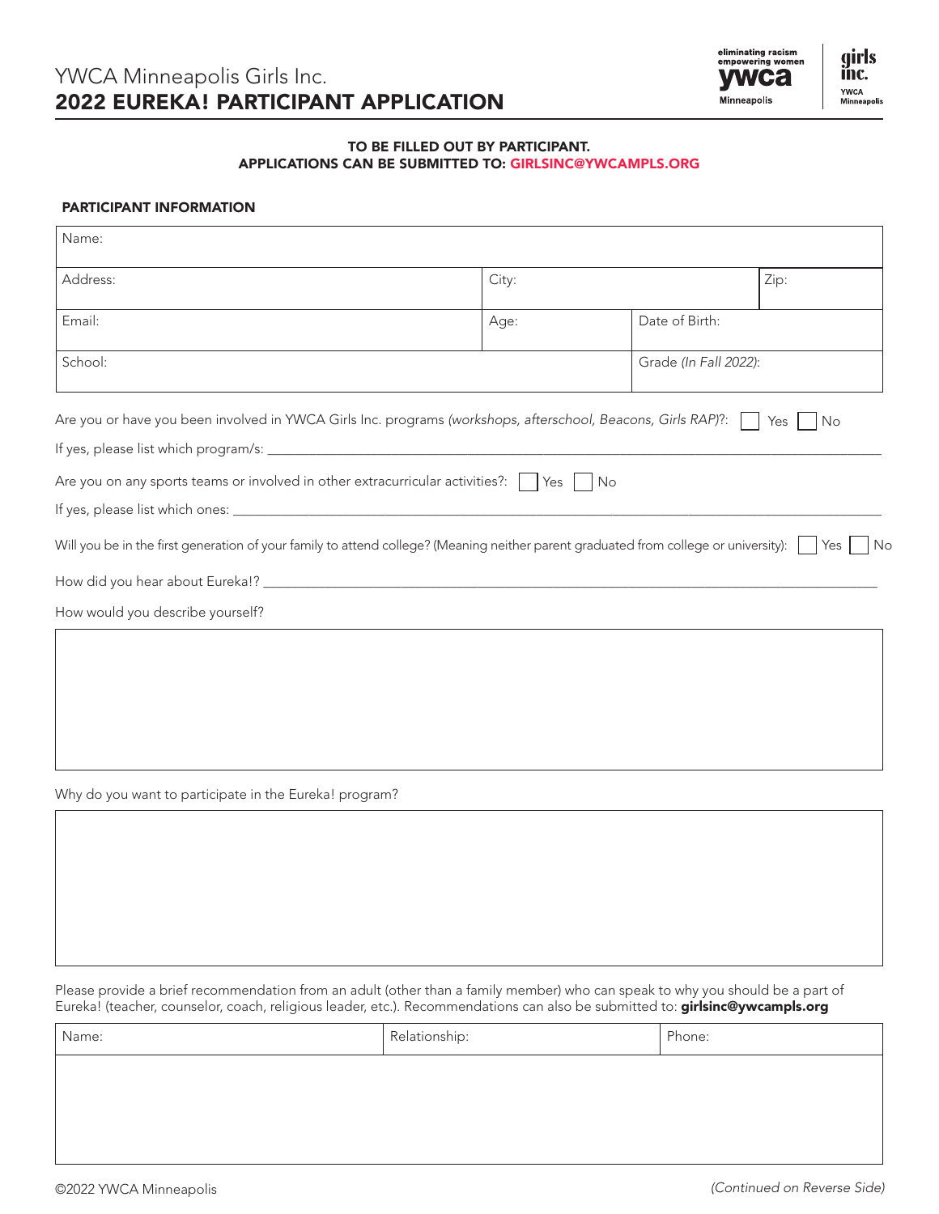YWCA Minneapolis Girls Inc.

# 2022 EUREKA! PARTICIPANT APPLICATION

**TO BE FILLED OUT BY PARTICIPANT.**
**APPLICATIONS CAN BE SUBMITTED TO: GIRLSINC@YWCAMPLS.ORG**

## PARTICIPANT INFORMATION

| Name: | | | |
|---|---|---|---|
| Address: | City: | | Zip: |
| Email: | Age: | Date of Birth: | |
| School: | | Grade *(In Fall 2022)*: | |

Are you or have you been involved in YWCA Girls Inc. programs *(workshops, afterschool, Beacons, Girls RAP)*?: ☐ Yes ☐ No

If yes, please list which program/s: ____________________

Are you on any sports teams or involved in other extracurricular activities?: ☐ Yes ☐ No

If yes, please list which ones: ____________________

Will you be in the first generation of your family to attend college? (Meaning neither parent graduated from college or university): ☐ Yes ☐ No

How did you hear about Eureka!? ____________________

How would you describe yourself?

Why do you want to participate in the Eureka! program?

Please provide a brief recommendation from an adult (other than a family member) who can speak to why you should be a part of Eureka! (teacher, counselor, coach, religious leader, etc.). Recommendations can also be submitted to: **girlsinc@ywcampls.org**

| Name: | Relationship: | Phone: |
|---|---|---|
| | | |

©2022 YWCA Minneapolis

*(Continued on Reverse Side)*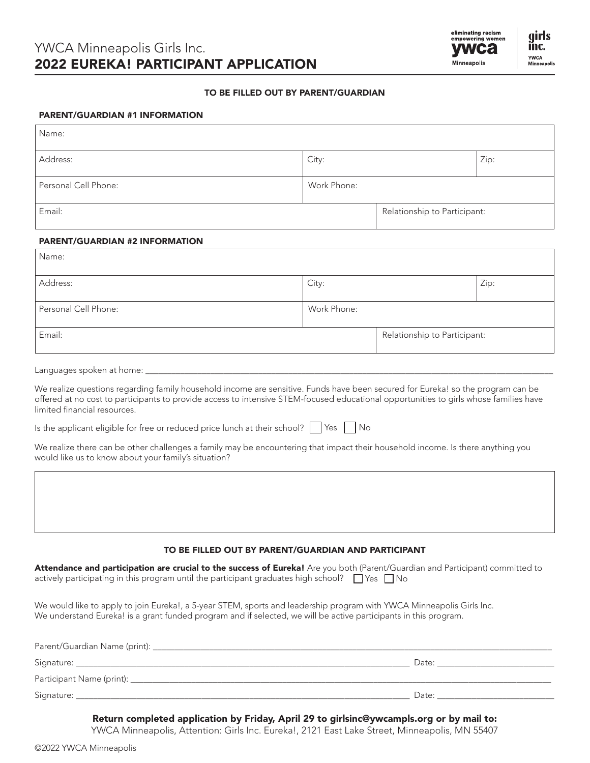# YWCA Minneapolis Girls Inc.
## 2022 EUREKA! PARTICIPANT APPLICATION

eliminating racism empowering women ywca Minneapolis | girls inc. YWCA Minneapolis

**TO BE FILLED OUT BY PARENT/GUARDIAN**

**PARENT/GUARDIAN #1 INFORMATION**

| | | |
|---|---|---|
| Name: | | |
| Address: | City: | Zip: |
| Personal Cell Phone: | Work Phone: | |
| Email: | Relationship to Participant: | |

**PARENT/GUARDIAN #2 INFORMATION**

| | | |
|---|---|---|
| Name: | | |
| Address: | City: | Zip: |
| Personal Cell Phone: | Work Phone: | |
| Email: | Relationship to Participant: | |

Languages spoken at home: ______________________________________________

We realize questions regarding family household income are sensitive. Funds have been secured for Eureka! so the program can be offered at no cost to participants to provide access to intensive STEM-focused educational opportunities to girls whose families have limited financial resources.

Is the applicant eligible for free or reduced price lunch at their school? ☐ Yes ☐ No

We realize there can be other challenges a family may be encountering that impact their household income. Is there anything you would like us to know about your family's situation?

| |
|---|
| |

**TO BE FILLED OUT BY PARENT/GUARDIAN AND PARTICIPANT**

**Attendance and participation are crucial to the success of Eureka!** Are you both (Parent/Guardian and Participant) committed to actively participating in this program until the participant graduates high school? ☐ Yes ☐ No

We would like to apply to join Eureka!, a 5-year STEM, sports and leadership program with YWCA Minneapolis Girls Inc.
We understand Eureka! is a grant funded program and if selected, we will be active participants in this program.

Parent/Guardian Name (print): ______________________________________________

Signature: ______________________________________ Date: ____________________

Participant Name (print): ______________________________________________

Signature: ______________________________________ Date: ____________________

**Return completed application by Friday, April 29 to girlsinc@ywcampls.org or by mail to:**
YWCA Minneapolis, Attention: Girls Inc. Eureka!, 2121 East Lake Street, Minneapolis, MN 55407

©2022 YWCA Minneapolis